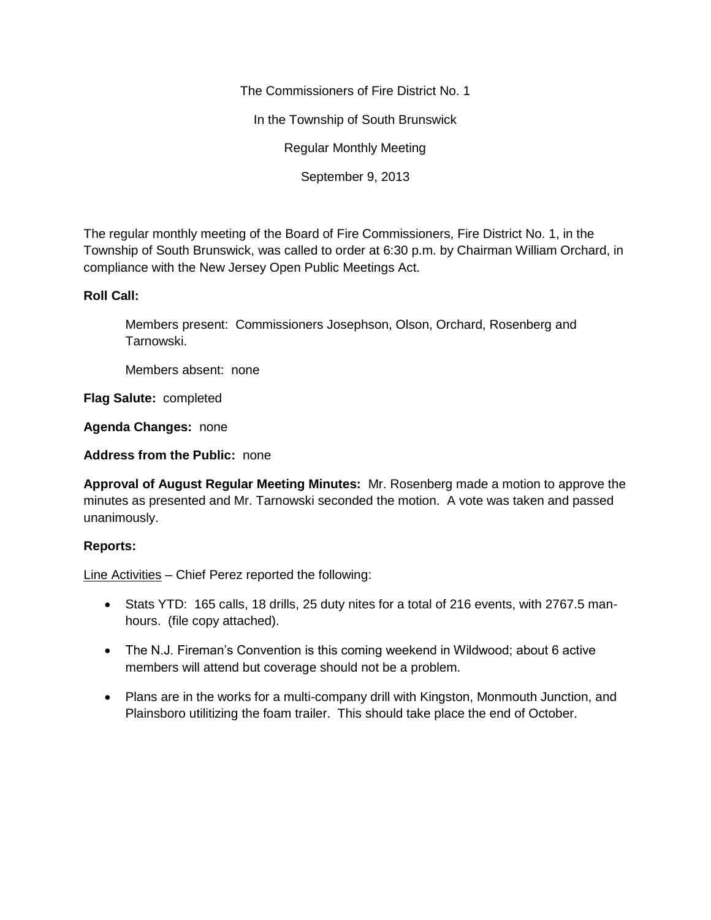The Commissioners of Fire District No. 1

In the Township of South Brunswick

Regular Monthly Meeting

September 9, 2013

The regular monthly meeting of the Board of Fire Commissioners, Fire District No. 1, in the Township of South Brunswick, was called to order at 6:30 p.m. by Chairman William Orchard, in compliance with the New Jersey Open Public Meetings Act.

**Roll Call:**

Members present: Commissioners Josephson, Olson, Orchard, Rosenberg and Tarnowski.

Members absent: none

**Flag Salute:** completed

**Agenda Changes:** none

**Address from the Public:** none

**Approval of August Regular Meeting Minutes:** Mr. Rosenberg made a motion to approve the minutes as presented and Mr. Tarnowski seconded the motion. A vote was taken and passed unanimously.

**Reports:**

<u>Line Activities</u> – Chief Perez reported the following:

- Stats YTD: 165 calls, 18 drills, 25 duty nites for a total of 216 events, with 2767.5 man-hours. (file copy attached).
- The N.J. Fireman's Convention is this coming weekend in Wildwood; about 6 active members will attend but coverage should not be a problem.
- Plans are in the works for a multi-company drill with Kingston, Monmouth Junction, and Plainsboro utilitizing the foam trailer. This should take place the end of October.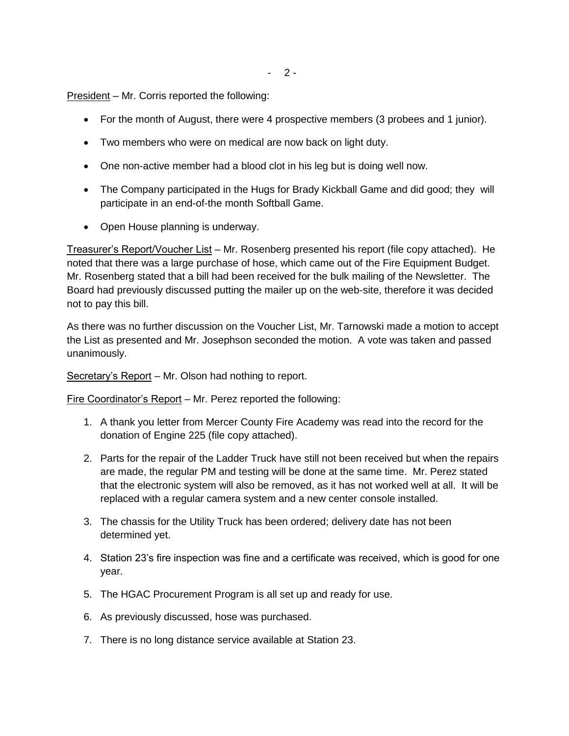President – Mr. Corris reported the following:

- For the month of August, there were 4 prospective members (3 probees and 1 junior).
- Two members who were on medical are now back on light duty.
- One non-active member had a blood clot in his leg but is doing well now.
- The Company participated in the Hugs for Brady Kickball Game and did good; they will participate in an end-of-the month Softball Game.
- Open House planning is underway.

Treasurer's Report/Voucher List – Mr. Rosenberg presented his report (file copy attached). He noted that there was a large purchase of hose, which came out of the Fire Equipment Budget. Mr. Rosenberg stated that a bill had been received for the bulk mailing of the Newsletter. The Board had previously discussed putting the mailer up on the web-site, therefore it was decided not to pay this bill.

As there was no further discussion on the Voucher List, Mr. Tarnowski made a motion to accept the List as presented and Mr. Josephson seconded the motion. A vote was taken and passed unanimously.

Secretary's Report – Mr. Olson had nothing to report.

Fire Coordinator's Report – Mr. Perez reported the following:

1. A thank you letter from Mercer County Fire Academy was read into the record for the donation of Engine 225 (file copy attached).
2. Parts for the repair of the Ladder Truck have still not been received but when the repairs are made, the regular PM and testing will be done at the same time. Mr. Perez stated that the electronic system will also be removed, as it has not worked well at all. It will be replaced with a regular camera system and a new center console installed.
3. The chassis for the Utility Truck has been ordered; delivery date has not been determined yet.
4. Station 23's fire inspection was fine and a certificate was received, which is good for one year.
5. The HGAC Procurement Program is all set up and ready for use.
6. As previously discussed, hose was purchased.
7. There is no long distance service available at Station 23.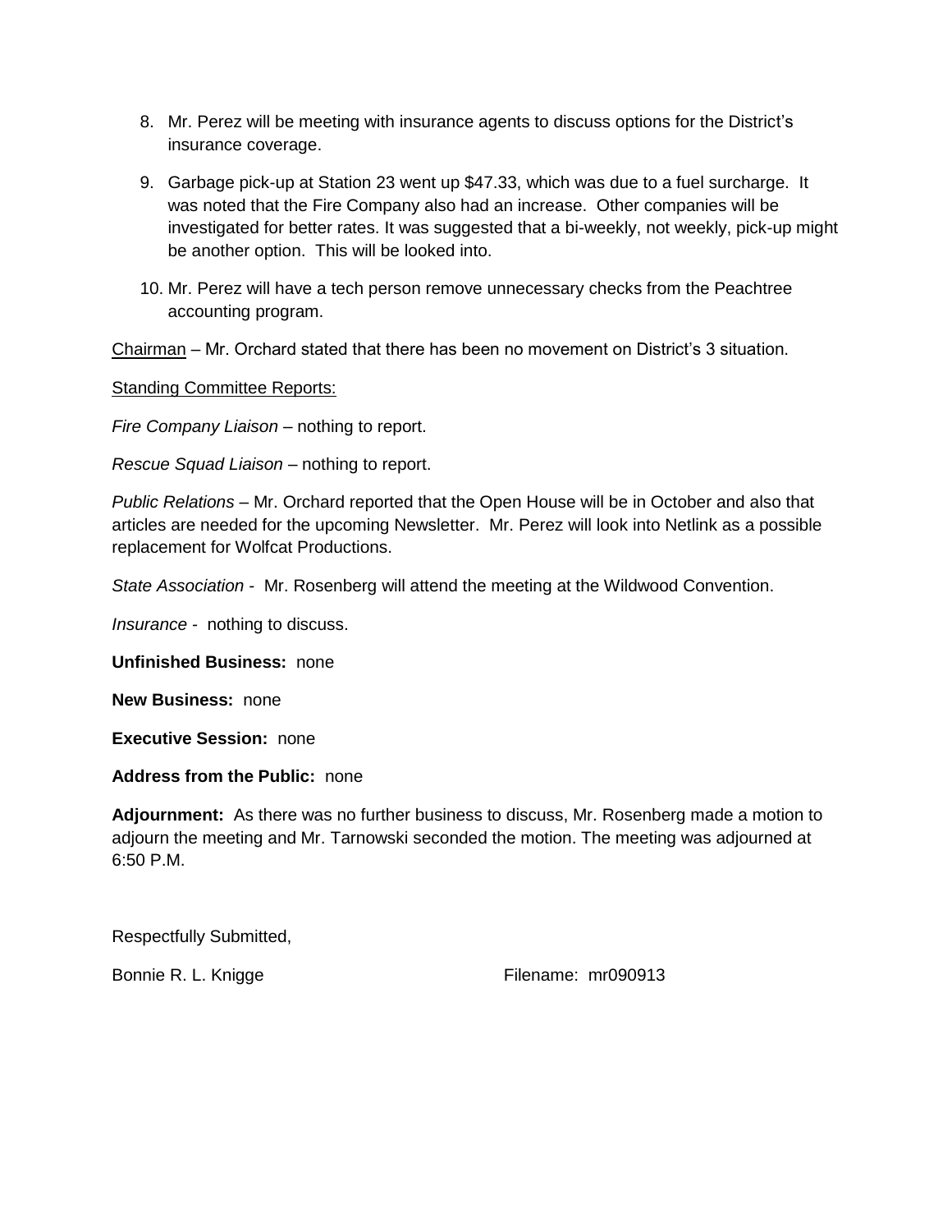8. Mr. Perez will be meeting with insurance agents to discuss options for the District's insurance coverage.

9. Garbage pick-up at Station 23 went up $47.33, which was due to a fuel surcharge. It was noted that the Fire Company also had an increase. Other companies will be investigated for better rates. It was suggested that a bi-weekly, not weekly, pick-up might be another option. This will be looked into.

10. Mr. Perez will have a tech person remove unnecessary checks from the Peachtree accounting program.

<u>Chairman</u> – Mr. Orchard stated that there has been no movement on District's 3 situation.

<u>Standing Committee Reports:</u>

*Fire Company Liaison* – nothing to report.

*Rescue Squad Liaison* – nothing to report.

*Public Relations* – Mr. Orchard reported that the Open House will be in October and also that articles are needed for the upcoming Newsletter. Mr. Perez will look into Netlink as a possible replacement for Wolfcat Productions.

*State Association* - Mr. Rosenberg will attend the meeting at the Wildwood Convention.

*Insurance* - nothing to discuss.

**Unfinished Business:** none

**New Business:** none

**Executive Session:** none

**Address from the Public:** none

**Adjournment:** As there was no further business to discuss, Mr. Rosenberg made a motion to adjourn the meeting and Mr. Tarnowski seconded the motion. The meeting was adjourned at 6:50 P.M.

Respectfully Submitted,

Bonnie R. L. Knigge　　　　　　　　Filename: mr090913